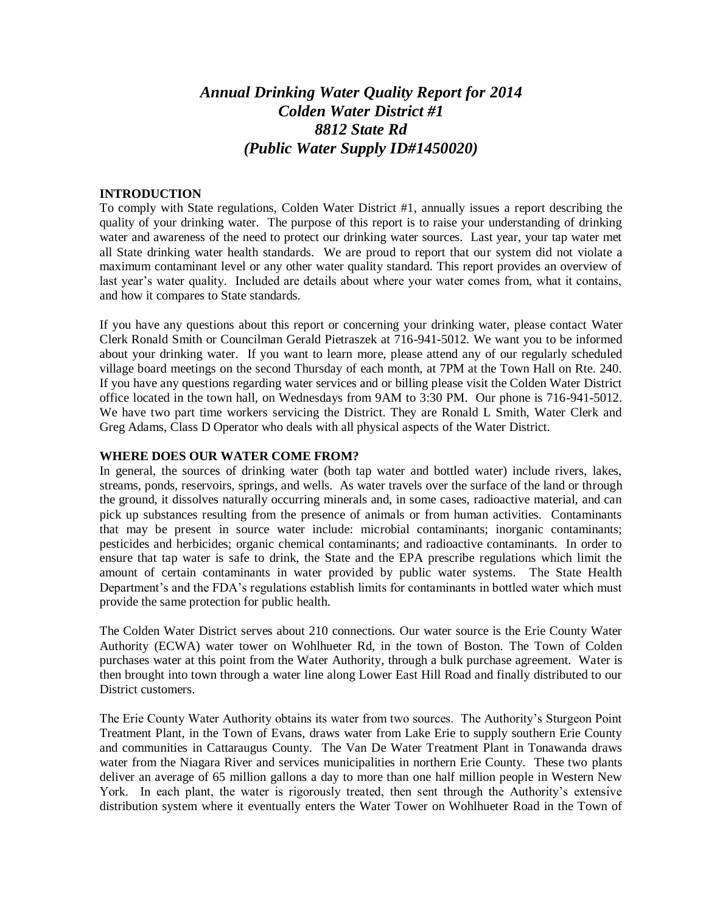# *Annual Drinking Water Quality Report for 2014*
# *Colden Water District #1*
# *8812 State Rd*
# *(Public Water Supply ID#1450020)*

**INTRODUCTION**

To comply with State regulations, Colden Water District #1, annually issues a report describing the quality of your drinking water. The purpose of this report is to raise your understanding of drinking water and awareness of the need to protect our drinking water sources. Last year, your tap water met all State drinking water health standards. We are proud to report that our system did not violate a maximum contaminant level or any other water quality standard. This report provides an overview of last year's water quality. Included are details about where your water comes from, what it contains, and how it compares to State standards.

If you have any questions about this report or concerning your drinking water, please contact Water Clerk Ronald Smith or Councilman Gerald Pietraszek at 716-941-5012. We want you to be informed about your drinking water. If you want to learn more, please attend any of our regularly scheduled village board meetings on the second Thursday of each month, at 7PM at the Town Hall on Rte. 240. If you have any questions regarding water services and or billing please visit the Colden Water District office located in the town hall, on Wednesdays from 9AM to 3:30 PM. Our phone is 716-941-5012. We have two part time workers servicing the District. They are Ronald L Smith, Water Clerk and Greg Adams, Class D Operator who deals with all physical aspects of the Water District.

**WHERE DOES OUR WATER COME FROM?**

In general, the sources of drinking water (both tap water and bottled water) include rivers, lakes, streams, ponds, reservoirs, springs, and wells. As water travels over the surface of the land or through the ground, it dissolves naturally occurring minerals and, in some cases, radioactive material, and can pick up substances resulting from the presence of animals or from human activities. Contaminants that may be present in source water include: microbial contaminants; inorganic contaminants; pesticides and herbicides; organic chemical contaminants; and radioactive contaminants. In order to ensure that tap water is safe to drink, the State and the EPA prescribe regulations which limit the amount of certain contaminants in water provided by public water systems. The State Health Department's and the FDA's regulations establish limits for contaminants in bottled water which must provide the same protection for public health.

The Colden Water District serves about 210 connections. Our water source is the Erie County Water Authority (ECWA) water tower on Wohlhueter Rd, in the town of Boston. The Town of Colden purchases water at this point from the Water Authority, through a bulk purchase agreement. Water is then brought into town through a water line along Lower East Hill Road and finally distributed to our District customers.

The Erie County Water Authority obtains its water from two sources. The Authority's Sturgeon Point Treatment Plant, in the Town of Evans, draws water from Lake Erie to supply southern Erie County and communities in Cattaraugus County. The Van De Water Treatment Plant in Tonawanda draws water from the Niagara River and services municipalities in northern Erie County. These two plants deliver an average of 65 million gallons a day to more than one half million people in Western New York. In each plant, the water is rigorously treated, then sent through the Authority's extensive distribution system where it eventually enters the Water Tower on Wohlhueter Road in the Town of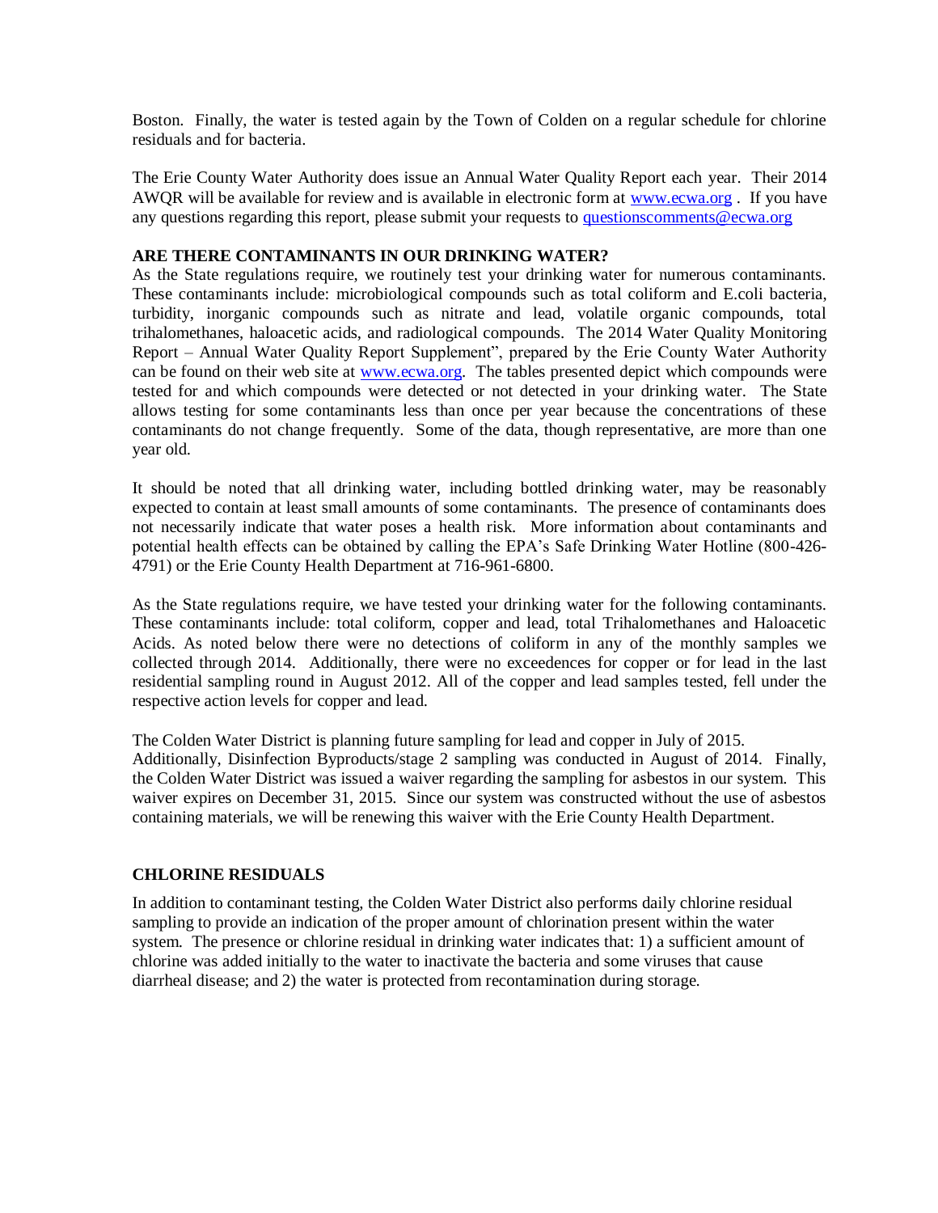Boston. Finally, the water is tested again by the Town of Colden on a regular schedule for chlorine residuals and for bacteria.

The Erie County Water Authority does issue an Annual Water Quality Report each year. Their 2014 AWQR will be available for review and is available in electronic form at www.ecwa.org . If you have any questions regarding this report, please submit your requests to questionscomments@ecwa.org

**ARE THERE CONTAMINANTS IN OUR DRINKING WATER?**

As the State regulations require, we routinely test your drinking water for numerous contaminants. These contaminants include: microbiological compounds such as total coliform and E.coli bacteria, turbidity, inorganic compounds such as nitrate and lead, volatile organic compounds, total trihalomethanes, haloacetic acids, and radiological compounds. The 2014 Water Quality Monitoring Report – Annual Water Quality Report Supplement", prepared by the Erie County Water Authority can be found on their web site at www.ecwa.org. The tables presented depict which compounds were tested for and which compounds were detected or not detected in your drinking water. The State allows testing for some contaminants less than once per year because the concentrations of these contaminants do not change frequently. Some of the data, though representative, are more than one year old.

It should be noted that all drinking water, including bottled drinking water, may be reasonably expected to contain at least small amounts of some contaminants. The presence of contaminants does not necessarily indicate that water poses a health risk. More information about contaminants and potential health effects can be obtained by calling the EPA's Safe Drinking Water Hotline (800-426-4791) or the Erie County Health Department at 716-961-6800.

As the State regulations require, we have tested your drinking water for the following contaminants. These contaminants include: total coliform, copper and lead, total Trihalomethanes and Haloacetic Acids. As noted below there were no detections of coliform in any of the monthly samples we collected through 2014. Additionally, there were no exceedences for copper or for lead in the last residential sampling round in August 2012. All of the copper and lead samples tested, fell under the respective action levels for copper and lead.

The Colden Water District is planning future sampling for lead and copper in July of 2015. Additionally, Disinfection Byproducts/stage 2 sampling was conducted in August of 2014. Finally, the Colden Water District was issued a waiver regarding the sampling for asbestos in our system. This waiver expires on December 31, 2015. Since our system was constructed without the use of asbestos containing materials, we will be renewing this waiver with the Erie County Health Department.

**CHLORINE RESIDUALS**

In addition to contaminant testing, the Colden Water District also performs daily chlorine residual sampling to provide an indication of the proper amount of chlorination present within the water system. The presence or chlorine residual in drinking water indicates that: 1) a sufficient amount of chlorine was added initially to the water to inactivate the bacteria and some viruses that cause diarrheal disease; and 2) the water is protected from recontamination during storage.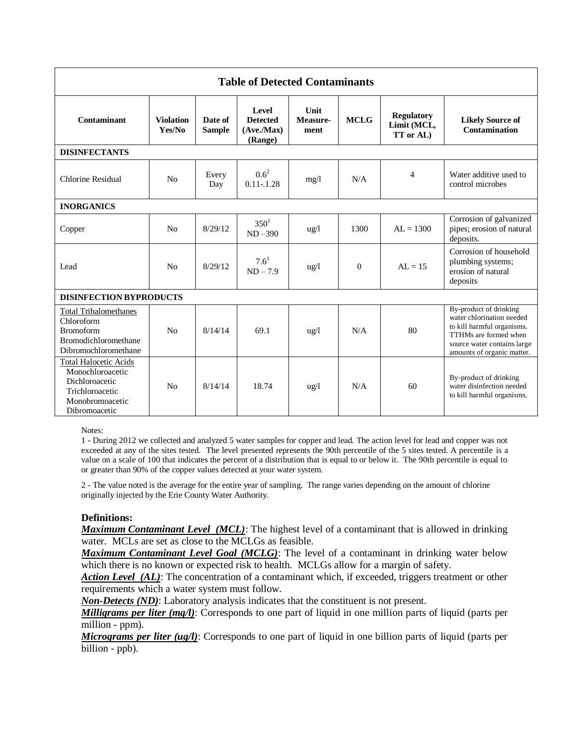## Table of Detected Contaminants

| Contaminant | Violation Yes/No | Date of Sample | Level Detected (Ave./Max) (Range) | Unit Measure-ment | MCLG | Regulatory Limit (MCL, TT or AL) | Likely Source of Contamination |
|---|---|---|---|---|---|---|---|
| **DISINFECTANTS** | | | | | | | |
| Chlorine Residual | No | Every Day | 0.6[2] 0.11-.1.28 | mg/l | N/A | 4 | Water additive used to control microbes |
| **INORGANICS** | | | | | | | |
| Copper | No | 8/29/12 | 350[1] ND –390 | ug/l | 1300 | AL = 1300 | Corrosion of galvanized pipes; erosion of natural deposits. |
| Lead | No | 8/29/12 | 7.6[1] ND – 7.9 | ug/l | 0 | AL = 15 | Corrosion of household plumbing systems; erosion of natural deposits |
| **DISINFECTION BYPRODUCTS** | | | | | | | |
| Total Trihalomethanes Chloroform Bromoform Bromodichloromethane Dibromochloromethane | No | 8/14/14 | 69.1 | ug/l | N/A | 80 | By-product of drinking water chlorination needed to kill harmful organisms. TTHMs are formed when source water contains large amounts of organic matter. |
| Total Halocetic Acids Monochloroacetic Dichloroacetic Trichloroacetic Monobromoacetic Dibromoacetic | No | 8/14/14 | 18.74 | ug/l | N/A | 60 | By-product of drinking water disinfection needed to kill harmful organisms. |

Notes:

1 - During 2012 we collected and analyzed 5 water samples for copper and lead. The action level for lead and copper was not exceeded at any of the sites tested. The level presented represents the 90th percentile of the 5 sites tested. A percentile is a value on a scale of 100 that indicates the percent of a distribution that is equal to or below it. The 90th percentile is equal to or greater than 90% of the copper values detected at your water system.

2 - The value noted is the average for the entire year of sampling. The range varies depending on the amount of chlorine originally injected by the Erie County Water Authority.

### Definitions:

***Maximum Contaminant Level (MCL)***: The highest level of a contaminant that is allowed in drinking water. MCLs are set as close to the MCLGs as feasible.

***Maximum Contaminant Level Goal (MCLG)***: The level of a contaminant in drinking water below which there is no known or expected risk to health. MCLGs allow for a margin of safety.

***Action Level (AL)***: The concentration of a contaminant which, if exceeded, triggers treatment or other requirements which a water system must follow.

***Non-Detects (ND)***: Laboratory analysis indicates that the constituent is not present.

***Milligrams per liter (mg/l)***: Corresponds to one part of liquid in one million parts of liquid (parts per million - ppm).

***Micrograms per liter (ug/l)***: Corresponds to one part of liquid in one billion parts of liquid (parts per billion - ppb).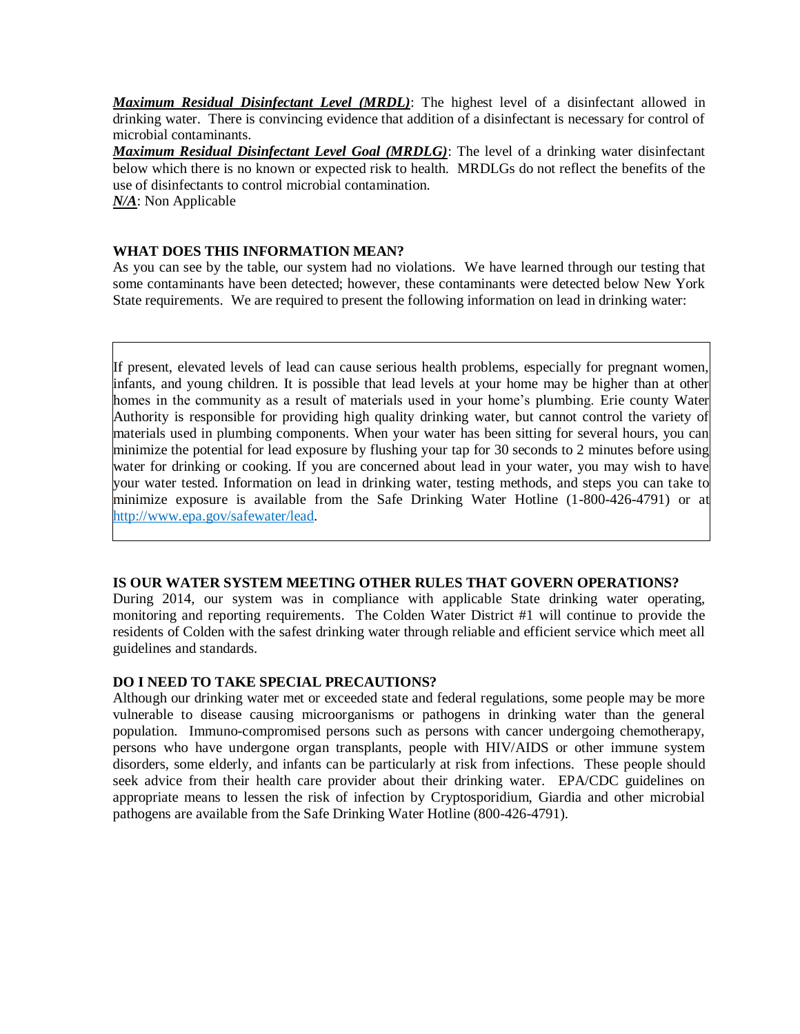***Maximum Residual Disinfectant Level (MRDL)***: The highest level of a disinfectant allowed in drinking water. There is convincing evidence that addition of a disinfectant is necessary for control of microbial contaminants.
***Maximum Residual Disinfectant Level Goal (MRDLG)***: The level of a drinking water disinfectant below which there is no known or expected risk to health. MRDLGs do not reflect the benefits of the use of disinfectants to control microbial contamination.
***N/A***: Non Applicable

**WHAT DOES THIS INFORMATION MEAN?**
As you can see by the table, our system had no violations. We have learned through our testing that some contaminants have been detected; however, these contaminants were detected below New York State requirements. We are required to present the following information on lead in drinking water:

> If present, elevated levels of lead can cause serious health problems, especially for pregnant women, infants, and young children. It is possible that lead levels at your home may be higher than at other homes in the community as a result of materials used in your home's plumbing. Erie county Water Authority is responsible for providing high quality drinking water, but cannot control the variety of materials used in plumbing components. When your water has been sitting for several hours, you can minimize the potential for lead exposure by flushing your tap for 30 seconds to 2 minutes before using water for drinking or cooking. If you are concerned about lead in your water, you may wish to have your water tested. Information on lead in drinking water, testing methods, and steps you can take to minimize exposure is available from the Safe Drinking Water Hotline (1-800-426-4791) or at http://www.epa.gov/safewater/lead.

**IS OUR WATER SYSTEM MEETING OTHER RULES THAT GOVERN OPERATIONS?**
During 2014, our system was in compliance with applicable State drinking water operating, monitoring and reporting requirements. The Colden Water District #1 will continue to provide the residents of Colden with the safest drinking water through reliable and efficient service which meet all guidelines and standards.

**DO I NEED TO TAKE SPECIAL PRECAUTIONS?**
Although our drinking water met or exceeded state and federal regulations, some people may be more vulnerable to disease causing microorganisms or pathogens in drinking water than the general population. Immuno-compromised persons such as persons with cancer undergoing chemotherapy, persons who have undergone organ transplants, people with HIV/AIDS or other immune system disorders, some elderly, and infants can be particularly at risk from infections. These people should seek advice from their health care provider about their drinking water. EPA/CDC guidelines on appropriate means to lessen the risk of infection by Cryptosporidium, Giardia and other microbial pathogens are available from the Safe Drinking Water Hotline (800-426-4791).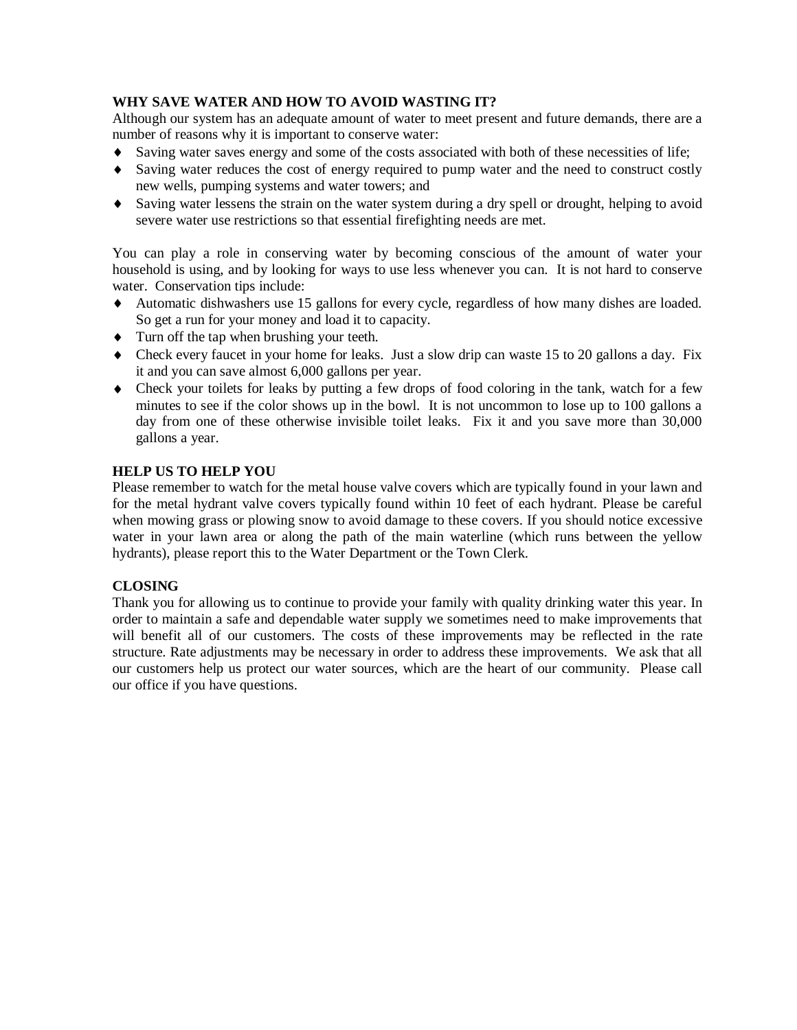**WHY SAVE WATER AND HOW TO AVOID WASTING IT?**

Although our system has an adequate amount of water to meet present and future demands, there are a number of reasons why it is important to conserve water:

- Saving water saves energy and some of the costs associated with both of these necessities of life;
- Saving water reduces the cost of energy required to pump water and the need to construct costly new wells, pumping systems and water towers; and
- Saving water lessens the strain on the water system during a dry spell or drought, helping to avoid severe water use restrictions so that essential firefighting needs are met.

You can play a role in conserving water by becoming conscious of the amount of water your household is using, and by looking for ways to use less whenever you can. It is not hard to conserve water. Conservation tips include:

- Automatic dishwashers use 15 gallons for every cycle, regardless of how many dishes are loaded. So get a run for your money and load it to capacity.
- Turn off the tap when brushing your teeth.
- Check every faucet in your home for leaks. Just a slow drip can waste 15 to 20 gallons a day. Fix it and you can save almost 6,000 gallons per year.
- Check your toilets for leaks by putting a few drops of food coloring in the tank, watch for a few minutes to see if the color shows up in the bowl. It is not uncommon to lose up to 100 gallons a day from one of these otherwise invisible toilet leaks. Fix it and you save more than 30,000 gallons a year.

**HELP US TO HELP YOU**

Please remember to watch for the metal house valve covers which are typically found in your lawn and for the metal hydrant valve covers typically found within 10 feet of each hydrant. Please be careful when mowing grass or plowing snow to avoid damage to these covers. If you should notice excessive water in your lawn area or along the path of the main waterline (which runs between the yellow hydrants), please report this to the Water Department or the Town Clerk.

**CLOSING**

Thank you for allowing us to continue to provide your family with quality drinking water this year. In order to maintain a safe and dependable water supply we sometimes need to make improvements that will benefit all of our customers. The costs of these improvements may be reflected in the rate structure. Rate adjustments may be necessary in order to address these improvements. We ask that all our customers help us protect our water sources, which are the heart of our community. Please call our office if you have questions.